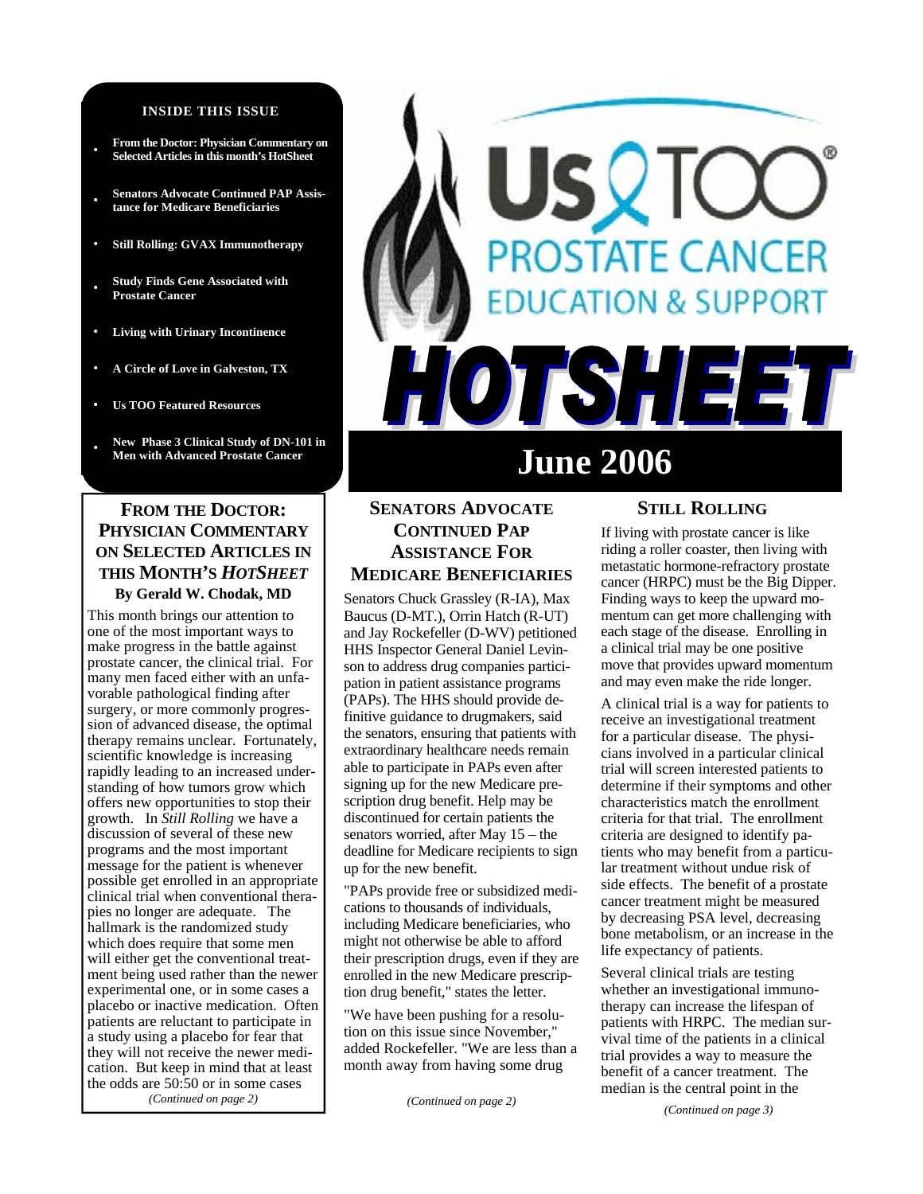# Us TOO Prostate Cancer Education & Support HOTSHEET

## June 2006

**INSIDE THIS ISSUE**

- From the Doctor: Physician Commentary on Selected Articles in this month's HotSheet
- Senators Advocate Continued PAP Assistance for Medicare Beneficiaries
- Still Rolling: GVAX Immunotherapy
- Study Finds Gene Associated with Prostate Cancer
- Living with Urinary Incontinence
- A Circle of Love in Galveston, TX
- Us TOO Featured Resources
- New Phase 3 Clinical Study of DN-101 in Men with Advanced Prostate Cancer

## FROM THE DOCTOR: PHYSICIAN COMMENTARY ON SELECTED ARTICLES IN THIS MONTH'S *HOTSHEET*

**By Gerald W. Chodak, MD**

This month brings our attention to one of the most important ways to make progress in the battle against prostate cancer, the clinical trial. For many men faced either with an unfavorable pathological finding after surgery, or more commonly progression of advanced disease, the optimal therapy remains unclear. Fortunately, scientific knowledge is increasing rapidly leading to an increased understanding of how tumors grow which offers new opportunities to stop their growth. In *Still Rolling* we have a discussion of several of these new programs and the most important message for the patient is whenever possible get enrolled in an appropriate clinical trial when conventional therapies no longer are adequate. The hallmark is the randomized study which does require that some men will either get the conventional treatment being used rather than the newer experimental one, or in some cases a placebo or inactive medication. Often patients are reluctant to participate in a study using a placebo for fear that they will not receive the newer medication. But keep in mind that at least the odds are 50:50 or in some cases

*(Continued on page 2)*

## SENATORS ADVOCATE CONTINUED PAP ASSISTANCE FOR MEDICARE BENEFICIARIES

Senators Chuck Grassley (R-IA), Max Baucus (D-MT.), Orrin Hatch (R-UT) and Jay Rockefeller (D-WV) petitioned HHS Inspector General Daniel Levinson to address drug companies participation in patient assistance programs (PAPs). The HHS should provide definitive guidance to drugmakers, said the senators, ensuring that patients with extraordinary healthcare needs remain able to participate in PAPs even after signing up for the new Medicare prescription drug benefit. Help may be discontinued for certain patients the senators worried, after May 15 – the deadline for Medicare recipients to sign up for the new benefit.

"PAPs provide free or subsidized medications to thousands of individuals, including Medicare beneficiaries, who might not otherwise be able to afford their prescription drugs, even if they are enrolled in the new Medicare prescription drug benefit," states the letter.

"We have been pushing for a resolution on this issue since November," added Rockefeller. "We are less than a month away from having some drug

*(Continued on page 2)*

## STILL ROLLING

If living with prostate cancer is like riding a roller coaster, then living with metastatic hormone-refractory prostate cancer (HRPC) must be the Big Dipper. Finding ways to keep the upward momentum can get more challenging with each stage of the disease. Enrolling in a clinical trial may be one positive move that provides upward momentum and may even make the ride longer.

A clinical trial is a way for patients to receive an investigational treatment for a particular disease. The physicians involved in a particular clinical trial will screen interested patients to determine if their symptoms and other characteristics match the enrollment criteria for that trial. The enrollment criteria are designed to identify patients who may benefit from a particular treatment without undue risk of side effects. The benefit of a prostate cancer treatment might be measured by decreasing PSA level, decreasing bone metabolism, or an increase in the life expectancy of patients.

Several clinical trials are testing whether an investigational immunotherapy can increase the lifespan of patients with HRPC. The median survival time of the patients in a clinical trial provides a way to measure the benefit of a cancer treatment. The median is the central point in the

*(Continued on page 3)*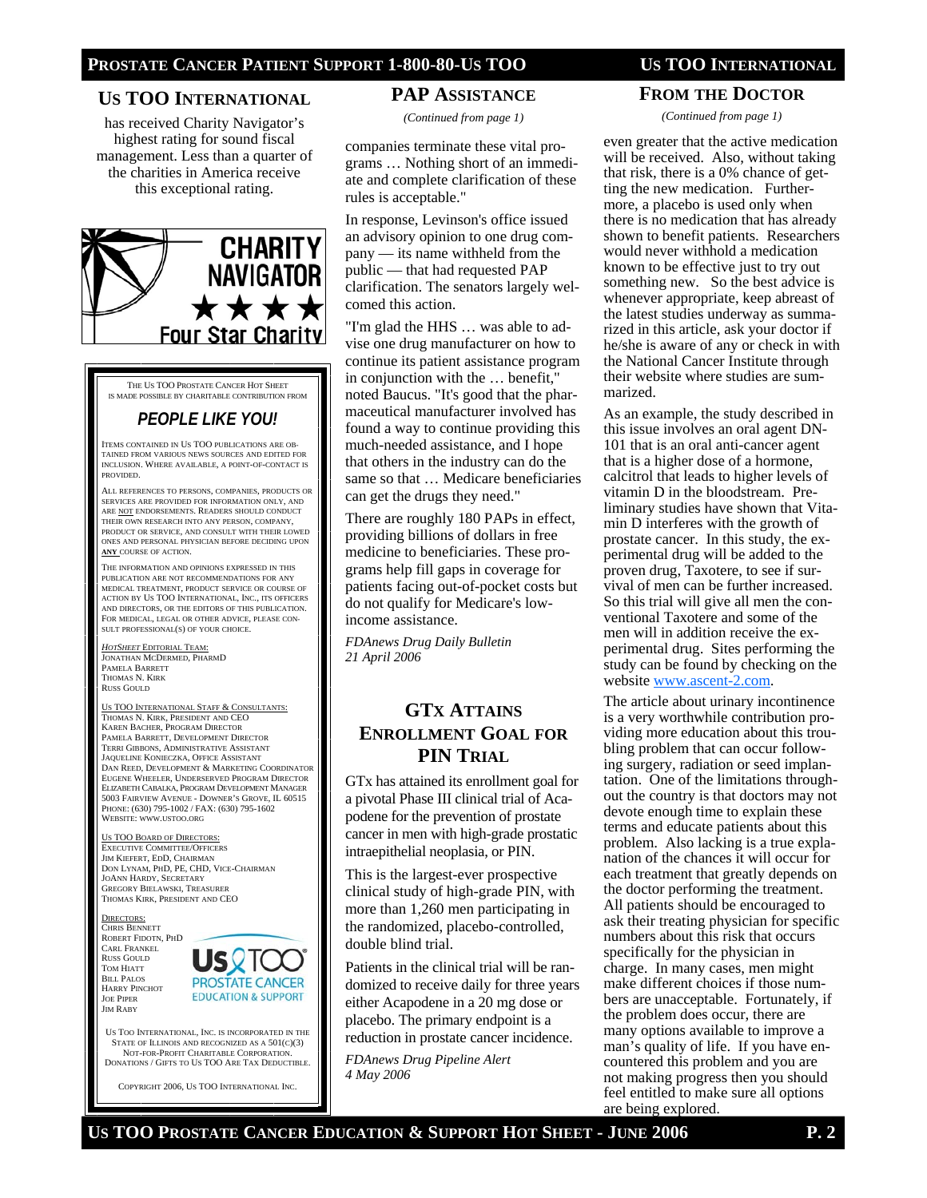## Us TOO International

has received Charity Navigator's highest rating for sound fiscal management. Less than a quarter of the charities in America receive this exceptional rating.

CHARITY NAVIGATOR ★★★★ Four Star Charity

The Us TOO Prostate Cancer Hot Sheet is made possible by charitable contribution from

### PEOPLE LIKE YOU!

Items contained in Us TOO publications are obtained from various news sources and edited for inclusion. Where available, a point-of-contact is provided.

All references to persons, companies, products or services are provided for information only, and are NOT endorsements. Readers should conduct their own research into any person, company, product or service, and consult with their lowed ones and personal physician before deciding upon **ANY** course of action.

The information and opinions expressed in this publication are not recommendations for any medical treatment, product service or course of action by Us TOO International, Inc., its officers and directors, or the editors of this publication. For medical, legal or other advice, please consult professional(s) of your choice.

*HotSheet* Editorial Team:
Jonathan McDermed, PharmD
Pamela Barrett
Thomas N. Kirk
Russ Gould

Us TOO International Staff & Consultants:
Thomas N. Kirk, President and CEO
Karen Bacher, Program Director
Pamela Barrett, Development Director
Terri Gibbons, Administrative Assistant
Jaqueline Konieczka, Office Assistant
Dan Reed, Development & Marketing Coordinator
Eugene Wheeler, Underserved Program Director
Elizabeth Cabalka, Program Development Manager
5003 Fairview Avenue - Downer's Grove, IL 60515
Phone: (630) 795-1002 / Fax: (630) 795-1602
Website: www.ustoo.org

Us TOO Board of Directors:
Executive Committee/Officers
Jim Kiefert, EdD, Chairman
Don Lynam, PhD, PE, CHD, Vice-Chairman
JoAnn Hardy, Secretary
Gregory Bielawski, Treasurer
Thomas Kirk, President and CEO

Directors:
Chris Bennett
Robert Fidotn, PhD
Carl Frankel
Russ Gould
Tom Hiatt
Bill Palos
Harry Pinchot
Joe Piper
Jim Raby

Us TOO Prostate Cancer Education & Support

Us Too International, Inc. is incorporated in the State of Illinois and recognized as a 501(c)(3) not-for-profit charitable corporation. Donations / Gifts to Us TOO are tax deductible.

Copyright 2006, Us TOO International Inc.

## PAP Assistance

*(Continued from page 1)*

companies terminate these vital programs … Nothing short of an immediate and complete clarification of these rules is acceptable."

In response, Levinson's office issued an advisory opinion to one drug company — its name withheld from the public — that had requested PAP clarification. The senators largely welcomed this action.

"I'm glad the HHS … was able to advise one drug manufacturer on how to continue its patient assistance program in conjunction with the … benefit," noted Baucus. "It's good that the pharmaceutical manufacturer involved has found a way to continue providing this much-needed assistance, and I hope that others in the industry can do the same so that … Medicare beneficiaries can get the drugs they need."

There are roughly 180 PAPs in effect, providing billions of dollars in free medicine to beneficiaries. These programs help fill gaps in coverage for patients facing out-of-pocket costs but do not qualify for Medicare's low-income assistance.

*FDAnews Drug Daily Bulletin*
*21 April 2006*

## GTx Attains Enrollment Goal for PIN Trial

GTx has attained its enrollment goal for a pivotal Phase III clinical trial of Acapodene for the prevention of prostate cancer in men with high-grade prostatic intraepithelial neoplasia, or PIN.

This is the largest-ever prospective clinical study of high-grade PIN, with more than 1,260 men participating in the randomized, placebo-controlled, double blind trial.

Patients in the clinical trial will be randomized to receive daily for three years either Acapodene in a 20 mg dose or placebo. The primary endpoint is a reduction in prostate cancer incidence.

*FDAnews Drug Pipeline Alert*
*4 May 2006*

## From the Doctor

*(Continued from page 1)*

even greater that the active medication will be received. Also, without taking that risk, there is a 0% chance of getting the new medication. Furthermore, a placebo is used only when there is no medication that has already shown to benefit patients. Researchers would never withhold a medication known to be effective just to try out something new. So the best advice is whenever appropriate, keep abreast of the latest studies underway as summarized in this article, ask your doctor if he/she is aware of any or check in with the National Cancer Institute through their website where studies are summarized.

As an example, the study described in this issue involves an oral agent DN-101 that is an oral anti-cancer agent that is a higher dose of a hormone, calcitrol that leads to higher levels of vitamin D in the bloodstream. Preliminary studies have shown that Vitamin D interferes with the growth of prostate cancer. In this study, the experimental drug will be added to the proven drug, Taxotere, to see if survival of men can be further increased. So this trial will give all men the conventional Taxotere and some of the men will in addition receive the experimental drug. Sites performing the study can be found by checking on the website www.ascent-2.com.

The article about urinary incontinence is a very worthwhile contribution providing more education about this troubling problem that can occur following surgery, radiation or seed implantation. One of the limitations throughout the country is that doctors may not devote enough time to explain these terms and educate patients about this problem. Also lacking is a true explanation of the chances it will occur for each treatment that greatly depends on the doctor performing the treatment. All patients should be encouraged to ask their treating physician for specific numbers about this risk that occurs specifically for the physician in charge. In many cases, men might make different choices if those numbers are unacceptable. Fortunately, if the problem does occur, there are many options available to improve a man's quality of life. If you have encountered this problem and you are not making progress then you should feel entitled to make sure all options are being explored.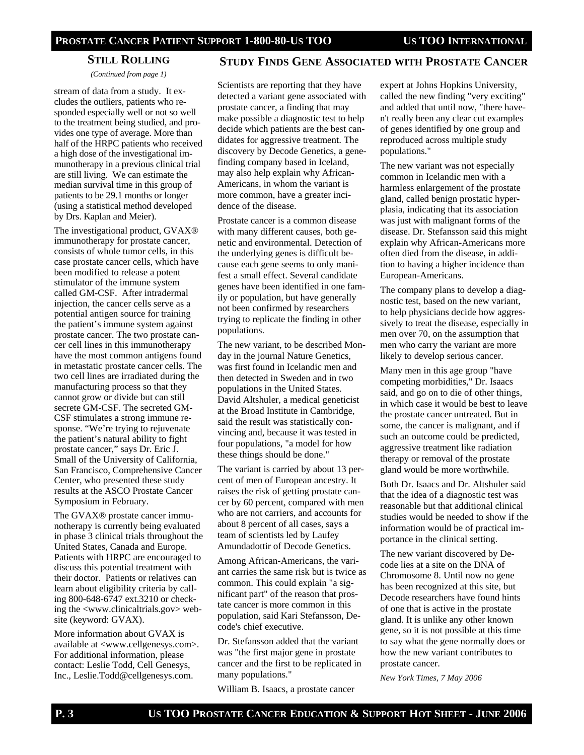## Still Rolling

*(Continued from page 1)*

stream of data from a study. It excludes the outliers, patients who responded especially well or not so well to the treatment being studied, and provides one type of average. More than half of the HRPC patients who received a high dose of the investigational immunotherapy in a previous clinical trial are still living. We can estimate the median survival time in this group of patients to be 29.1 months or longer (using a statistical method developed by Drs. Kaplan and Meier).

The investigational product, GVAX® immunotherapy for prostate cancer, consists of whole tumor cells, in this case prostate cancer cells, which have been modified to release a potent stimulator of the immune system called GM-CSF. After intradermal injection, the cancer cells serve as a potential antigen source for training the patient's immune system against prostate cancer. The two prostate cancer cell lines in this immunotherapy have the most common antigens found in metastatic prostate cancer cells. The two cell lines are irradiated during the manufacturing process so that they cannot grow or divide but can still secrete GM-CSF. The secreted GM-CSF stimulates a strong immune response. "We're trying to rejuvenate the patient's natural ability to fight prostate cancer," says Dr. Eric J. Small of the University of California, San Francisco, Comprehensive Cancer Center, who presented these study results at the ASCO Prostate Cancer Symposium in February.

The GVAX® prostate cancer immunotherapy is currently being evaluated in phase 3 clinical trials throughout the United States, Canada and Europe. Patients with HRPC are encouraged to discuss this potential treatment with their doctor. Patients or relatives can learn about eligibility criteria by calling 800-648-6747 ext.3210 or checking the <www.clinicaltrials.gov> website (keyword: GVAX).

More information about GVAX is available at <www.cellgenesys.com>. For additional information, please contact: Leslie Todd, Cell Genesys, Inc., Leslie.Todd@cellgenesys.com.

## Study Finds Gene Associated with Prostate Cancer

Scientists are reporting that they have detected a variant gene associated with prostate cancer, a finding that may make possible a diagnostic test to help decide which patients are the best candidates for aggressive treatment. The discovery by Decode Genetics, a gene-finding company based in Iceland, may also help explain why African-Americans, in whom the variant is more common, have a greater incidence of the disease.

Prostate cancer is a common disease with many different causes, both genetic and environmental. Detection of the underlying genes is difficult because each gene seems to only manifest a small effect. Several candidate genes have been identified in one family or population, but have generally not been confirmed by researchers trying to replicate the finding in other populations.

The new variant, to be described Monday in the journal Nature Genetics, was first found in Icelandic men and then detected in Sweden and in two populations in the United States. David Altshuler, a medical geneticist at the Broad Institute in Cambridge, said the result was statistically convincing and, because it was tested in four populations, "a model for how these things should be done."

The variant is carried by about 13 percent of men of European ancestry. It raises the risk of getting prostate cancer by 60 percent, compared with men who are not carriers, and accounts for about 8 percent of all cases, says a team of scientists led by Laufey Amundadottir of Decode Genetics.

Among African-Americans, the variant carries the same risk but is twice as common. This could explain "a significant part" of the reason that prostate cancer is more common in this population, said Kari Stefansson, Decode's chief executive.

Dr. Stefansson added that the variant was "the first major gene in prostate cancer and the first to be replicated in many populations."

William B. Isaacs, a prostate cancer expert at Johns Hopkins University, called the new finding "very exciting" and added that until now, "there haven't really been any clear cut examples of genes identified by one group and reproduced across multiple study populations."

The new variant was not especially common in Icelandic men with a harmless enlargement of the prostate gland, called benign prostatic hyperplasia, indicating that its association was just with malignant forms of the disease. Dr. Stefansson said this might explain why African-Americans more often died from the disease, in addition to having a higher incidence than European-Americans.

The company plans to develop a diagnostic test, based on the new variant, to help physicians decide how aggressively to treat the disease, especially in men over 70, on the assumption that men who carry the variant are more likely to develop serious cancer.

Many men in this age group "have competing morbidities," Dr. Isaacs said, and go on to die of other things, in which case it would be best to leave the prostate cancer untreated. But in some, the cancer is malignant, and if such an outcome could be predicted, aggressive treatment like radiation therapy or removal of the prostate gland would be more worthwhile.

Both Dr. Isaacs and Dr. Altshuler said that the idea of a diagnostic test was reasonable but that additional clinical studies would be needed to show if the information would be of practical importance in the clinical setting.

The new variant discovered by Decode lies at a site on the DNA of Chromosome 8. Until now no gene has been recognized at this site, but Decode researchers have found hints of one that is active in the prostate gland. It is unlike any other known gene, so it is not possible at this time to say what the gene normally does or how the new variant contributes to prostate cancer.

*New York Times, 7 May 2006*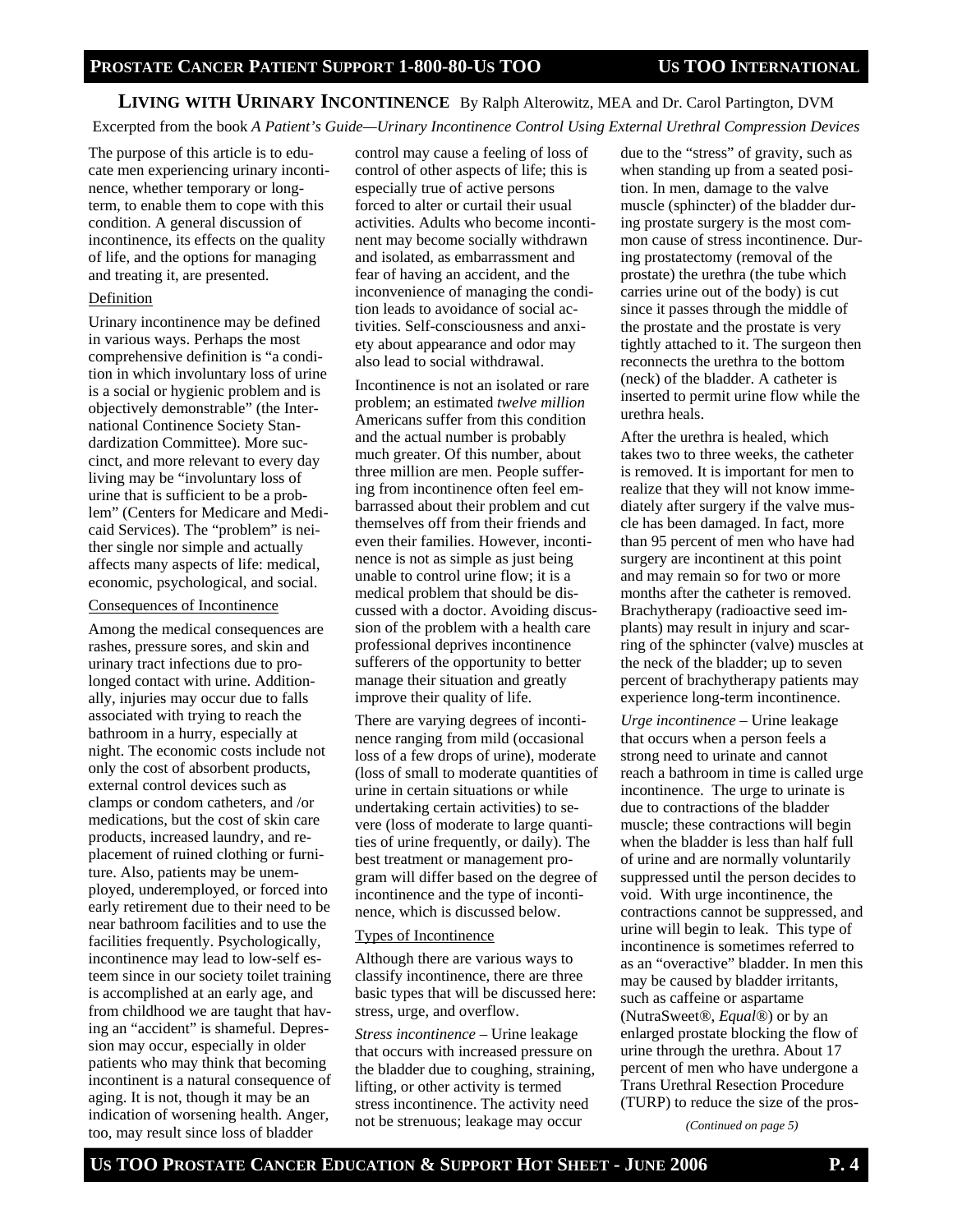## LIVING WITH URINARY INCONTINENCE

By Ralph Alterowitz, MEA and Dr. Carol Partington, DVM

Excerpted from the book *A Patient's Guide—Urinary Incontinence Control Using External Urethral Compression Devices*

The purpose of this article is to educate men experiencing urinary incontinence, whether temporary or long-term, to enable them to cope with this condition. A general discussion of incontinence, its effects on the quality of life, and the options for managing and treating it, are presented.

### Definition

Urinary incontinence may be defined in various ways. Perhaps the most comprehensive definition is "a condition in which involuntary loss of urine is a social or hygienic problem and is objectively demonstrable" (the International Continence Society Standardization Committee). More succinct, and more relevant to every day living may be "involuntary loss of urine that is sufficient to be a problem" (Centers for Medicare and Medicaid Services). The "problem" is neither single nor simple and actually affects many aspects of life: medical, economic, psychological, and social.

### Consequences of Incontinence

Among the medical consequences are rashes, pressure sores, and skin and urinary tract infections due to prolonged contact with urine. Additionally, injuries may occur due to falls associated with trying to reach the bathroom in a hurry, especially at night. The economic costs include not only the cost of absorbent products, external control devices such as clamps or condom catheters, and /or medications, but the cost of skin care products, increased laundry, and replacement of ruined clothing or furniture. Also, patients may be unemployed, underemployed, or forced into early retirement due to their need to be near bathroom facilities and to use the facilities frequently. Psychologically, incontinence may lead to low-self esteem since in our society toilet training is accomplished at an early age, and from childhood we are taught that having an "accident" is shameful. Depression may occur, especially in older patients who may think that becoming incontinent is a natural consequence of aging. It is not, though it may be an indication of worsening health. Anger, too, may result since loss of bladder control may cause a feeling of loss of control of other aspects of life; this is especially true of active persons forced to alter or curtail their usual activities. Adults who become incontinent may become socially withdrawn and isolated, as embarrassment and fear of having an accident, and the inconvenience of managing the condition leads to avoidance of social activities. Self-consciousness and anxiety about appearance and odor may also lead to social withdrawal.

Incontinence is not an isolated or rare problem; an estimated *twelve million* Americans suffer from this condition and the actual number is probably much greater. Of this number, about three million are men. People suffering from incontinence often feel embarrassed about their problem and cut themselves off from their friends and even their families. However, incontinence is not as simple as just being unable to control urine flow; it is a medical problem that should be discussed with a doctor. Avoiding discussion of the problem with a health care professional deprives incontinence sufferers of the opportunity to better manage their situation and greatly improve their quality of life.

There are varying degrees of incontinence ranging from mild (occasional loss of a few drops of urine), moderate (loss of small to moderate quantities of urine in certain situations or while undertaking certain activities) to severe (loss of moderate to large quantities of urine frequently, or daily). The best treatment or management program will differ based on the degree of incontinence and the type of incontinence, which is discussed below.

### Types of Incontinence

Although there are various ways to classify incontinence, there are three basic types that will be discussed here: stress, urge, and overflow.

*Stress incontinence* – Urine leakage that occurs with increased pressure on the bladder due to coughing, straining, lifting, or other activity is termed stress incontinence. The activity need not be strenuous; leakage may occur due to the "stress" of gravity, such as when standing up from a seated position. In men, damage to the valve muscle (sphincter) of the bladder during prostate surgery is the most common cause of stress incontinence. During prostatectomy (removal of the prostate) the urethra (the tube which carries urine out of the body) is cut since it passes through the middle of the prostate and the prostate is very tightly attached to it. The surgeon then reconnects the urethra to the bottom (neck) of the bladder. A catheter is inserted to permit urine flow while the urethra heals.

After the urethra is healed, which takes two to three weeks, the catheter is removed. It is important for men to realize that they will not know immediately after surgery if the valve muscle has been damaged. In fact, more than 95 percent of men who have had surgery are incontinent at this point and may remain so for two or more months after the catheter is removed. Brachytherapy (radioactive seed implants) may result in injury and scarring of the sphincter (valve) muscles at the neck of the bladder; up to seven percent of brachytherapy patients may experience long-term incontinence.

*Urge incontinence* – Urine leakage that occurs when a person feels a strong need to urinate and cannot reach a bathroom in time is called urge incontinence. The urge to urinate is due to contractions of the bladder muscle; these contractions will begin when the bladder is less than half full of urine and are normally voluntarily suppressed until the person decides to void. With urge incontinence, the contractions cannot be suppressed, and urine will begin to leak. This type of incontinence is sometimes referred to as an "overactive" bladder. In men this may be caused by bladder irritants, such as caffeine or aspartame (NutraSweet®, *Equal*®) or by an enlarged prostate blocking the flow of urine through the urethra. About 17 percent of men who have undergone a Trans Urethral Resection Procedure (TURP) to reduce the size of the pros-

*(Continued on page 5)*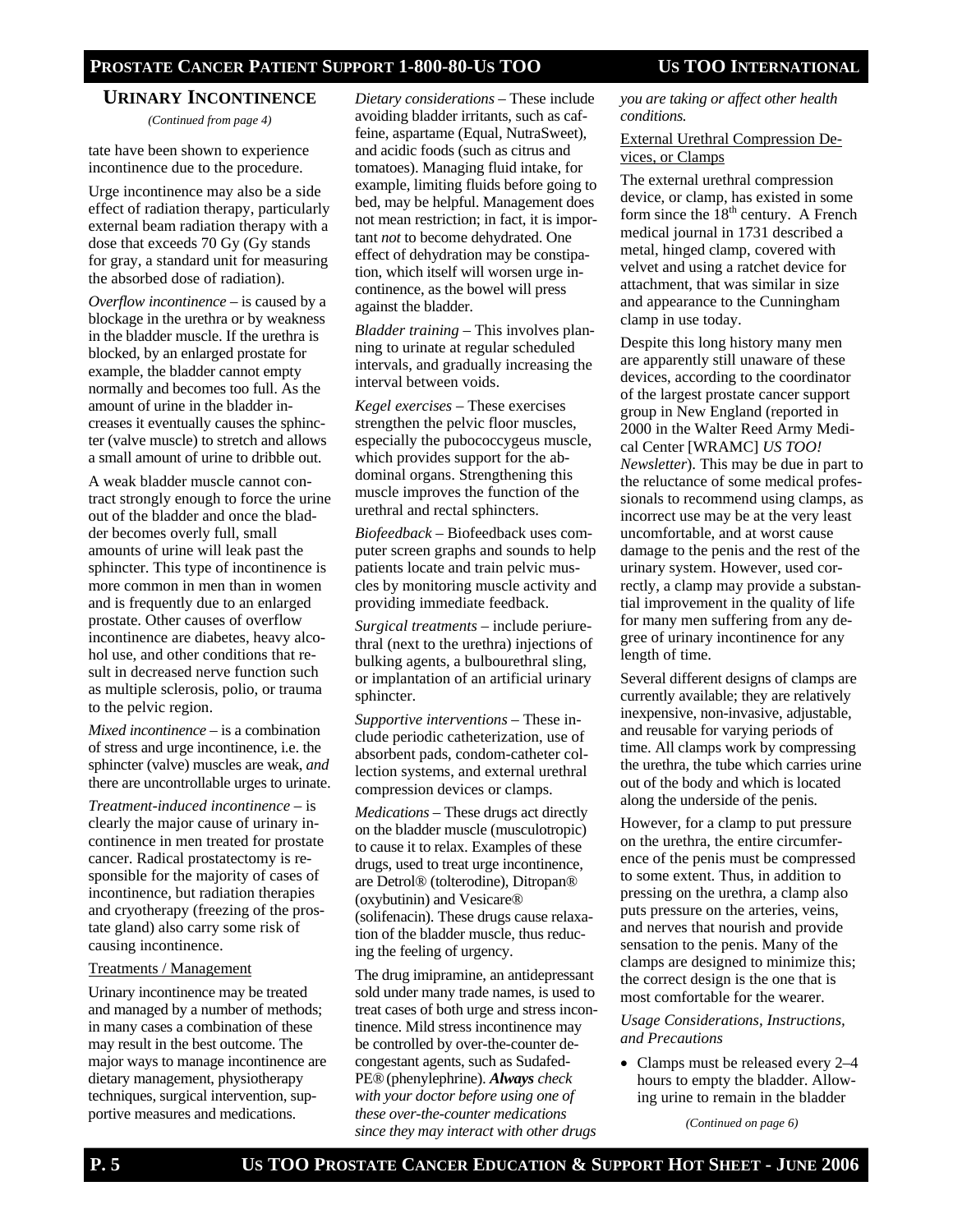## Urinary Incontinence

*(Continued from page 4)*

tate have been shown to experience incontinence due to the procedure.

Urge incontinence may also be a side effect of radiation therapy, particularly external beam radiation therapy with a dose that exceeds 70 Gy (Gy stands for gray, a standard unit for measuring the absorbed dose of radiation).

*Overflow incontinence* – is caused by a blockage in the urethra or by weakness in the bladder muscle. If the urethra is blocked, by an enlarged prostate for example, the bladder cannot empty normally and becomes too full. As the amount of urine in the bladder increases it eventually causes the sphincter (valve muscle) to stretch and allows a small amount of urine to dribble out.

A weak bladder muscle cannot contract strongly enough to force the urine out of the bladder and once the bladder becomes overly full, small amounts of urine will leak past the sphincter. This type of incontinence is more common in men than in women and is frequently due to an enlarged prostate. Other causes of overflow incontinence are diabetes, heavy alcohol use, and other conditions that result in decreased nerve function such as multiple sclerosis, polio, or trauma to the pelvic region.

*Mixed incontinence* – is a combination of stress and urge incontinence, i.e. the sphincter (valve) muscles are weak, *and* there are uncontrollable urges to urinate.

*Treatment-induced incontinence* – is clearly the major cause of urinary incontinence in men treated for prostate cancer. Radical prostatectomy is responsible for the majority of cases of incontinence, but radiation therapies and cryotherapy (freezing of the prostate gland) also carry some risk of causing incontinence.

### Treatments / Management

Urinary incontinence may be treated and managed by a number of methods; in many cases a combination of these may result in the best outcome. The major ways to manage incontinence are dietary management, physiotherapy techniques, surgical intervention, supportive measures and medications.

*Dietary considerations* – These include avoiding bladder irritants, such as caffeine, aspartame (Equal, NutraSweet), and acidic foods (such as citrus and tomatoes). Managing fluid intake, for example, limiting fluids before going to bed, may be helpful. Management does not mean restriction; in fact, it is important *not* to become dehydrated. One effect of dehydration may be constipation, which itself will worsen urge incontinence, as the bowel will press against the bladder.

*Bladder training* – This involves planning to urinate at regular scheduled intervals, and gradually increasing the interval between voids.

*Kegel exercises* – These exercises strengthen the pelvic floor muscles, especially the pubococcygeus muscle, which provides support for the abdominal organs. Strengthening this muscle improves the function of the urethral and rectal sphincters.

*Biofeedback* – Biofeedback uses computer screen graphs and sounds to help patients locate and train pelvic muscles by monitoring muscle activity and providing immediate feedback.

*Surgical treatments* – include periurethral (next to the urethra) injections of bulking agents, a bulbourethral sling, or implantation of an artificial urinary sphincter.

*Supportive interventions* – These include periodic catheterization, use of absorbent pads, condom-catheter collection systems, and external urethral compression devices or clamps.

*Medications* – These drugs act directly on the bladder muscle (musculotropic) to cause it to relax. Examples of these drugs, used to treat urge incontinence, are Detrol® (tolterodine), Ditropan® (oxybutinin) and Vesicare® (solifenacin). These drugs cause relaxation of the bladder muscle, thus reducing the feeling of urgency.

The drug imipramine, an antidepressant sold under many trade names, is used to treat cases of both urge and stress incontinence. Mild stress incontinence may be controlled by over-the-counter decongestant agents, such as Sudafed-PE® (phenylephrine). ***Always** check with your doctor before using one of these over-the-counter medications since they may interact with other drugs you are taking or affect other health conditions.*

### External Urethral Compression Devices, or Clamps

The external urethral compression device, or clamp, has existed in some form since the 18th century. A French medical journal in 1731 described a metal, hinged clamp, covered with velvet and using a ratchet device for attachment, that was similar in size and appearance to the Cunningham clamp in use today.

Despite this long history many men are apparently still unaware of these devices, according to the coordinator of the largest prostate cancer support group in New England (reported in 2000 in the Walter Reed Army Medical Center [WRAMC] *US TOO! Newsletter*). This may be due in part to the reluctance of some medical professionals to recommend using clamps, as incorrect use may be at the very least uncomfortable, and at worst cause damage to the penis and the rest of the urinary system. However, used correctly, a clamp may provide a substantial improvement in the quality of life for many men suffering from any degree of urinary incontinence for any length of time.

Several different designs of clamps are currently available; they are relatively inexpensive, non-invasive, adjustable, and reusable for varying periods of time. All clamps work by compressing the urethra, the tube which carries urine out of the body and which is located along the underside of the penis.

However, for a clamp to put pressure on the urethra, the entire circumference of the penis must be compressed to some extent. Thus, in addition to pressing on the urethra, a clamp also puts pressure on the arteries, veins, and nerves that nourish and provide sensation to the penis. Many of the clamps are designed to minimize this; the correct design is the one that is most comfortable for the wearer.

*Usage Considerations, Instructions, and Precautions*

- Clamps must be released every 2–4 hours to empty the bladder. Allowing urine to remain in the bladder

*(Continued on page 6)*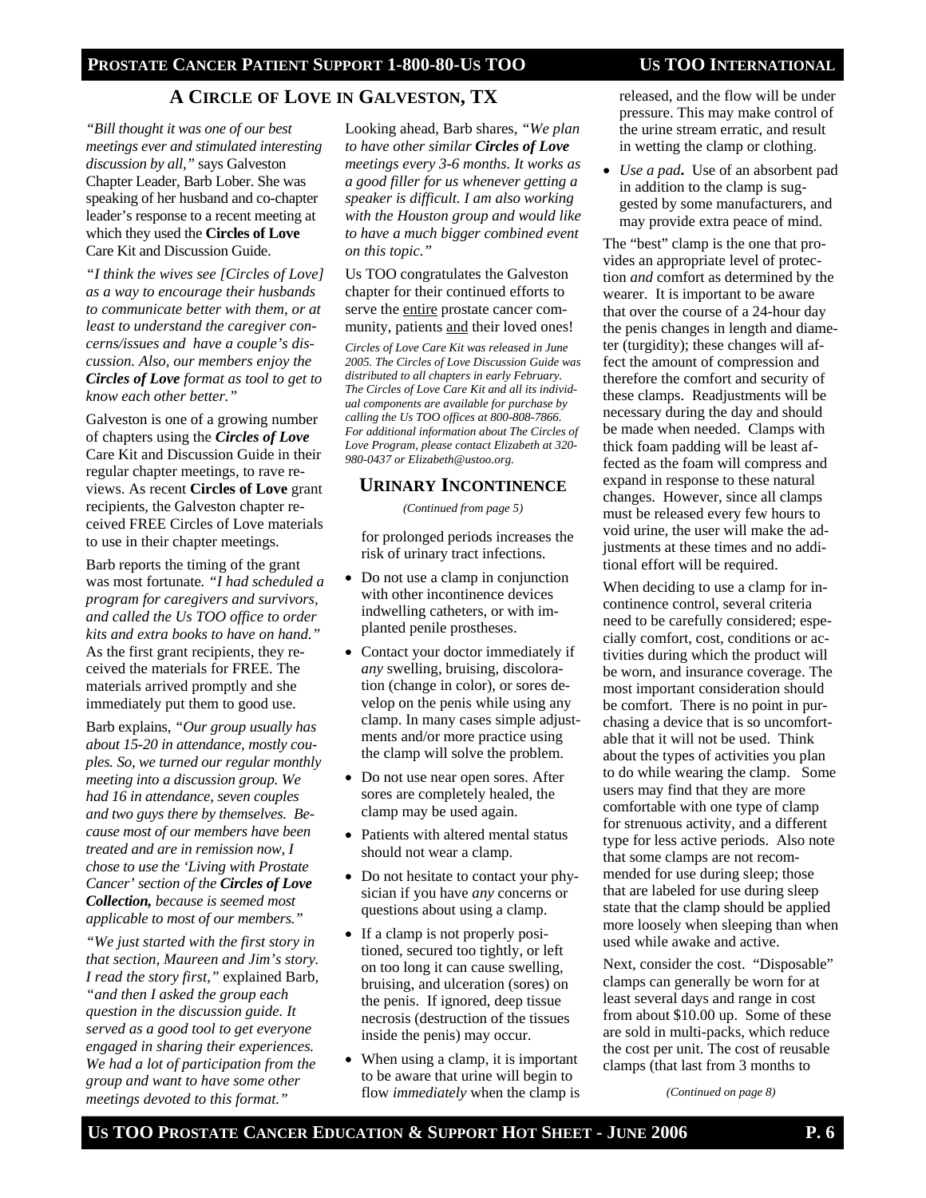## A Circle of Love in Galveston, TX

*"Bill thought it was one of our best meetings ever and stimulated interesting discussion by all,"* says Galveston Chapter Leader, Barb Lober. She was speaking of her husband and co-chapter leader's response to a recent meeting at which they used the **Circles of Love** Care Kit and Discussion Guide.

*"I think the wives see [Circles of Love] as a way to encourage their husbands to communicate better with them, or at least to understand the caregiver concerns/issues and have a couple's discussion. Also, our members enjoy the **Circles of Love** format as tool to get to know each other better."*

Galveston is one of a growing number of chapters using the ***Circles of Love*** Care Kit and Discussion Guide in their regular chapter meetings, to rave reviews. As recent **Circles of Love** grant recipients, the Galveston chapter received FREE Circles of Love materials to use in their chapter meetings.

Barb reports the timing of the grant was most fortunate. *"I had scheduled a program for caregivers and survivors, and called the Us TOO office to order kits and extra books to have on hand."* As the first grant recipients, they received the materials for FREE. The materials arrived promptly and she immediately put them to good use.

Barb explains, *"Our group usually has about 15-20 in attendance, mostly couples. So, we turned our regular monthly meeting into a discussion group. We had 16 in attendance, seven couples and two guys there by themselves. Because most of our members have been treated and are in remission now, I chose to use the 'Living with Prostate Cancer' section of the **Circles of Love Collection,** because is seemed most applicable to most of our members."*

*"We just started with the first story in that section, Maureen and Jim's story. I read the story first,"* explained Barb, *"and then I asked the group each question in the discussion guide. It served as a good tool to get everyone engaged in sharing their experiences. We had a lot of participation from the group and want to have some other meetings devoted to this format."*

Looking ahead, Barb shares, *"We plan to have other similar **Circles of Love** meetings every 3-6 months. It works as a good filler for us whenever getting a speaker is difficult. I am also working with the Houston group and would like to have a much bigger combined event on this topic."*

Us TOO congratulates the Galveston chapter for their continued efforts to serve the <u>entire</u> prostate cancer community, patients <u>and</u> their loved ones!

*Circles of Love Care Kit was released in June 2005. The Circles of Love Discussion Guide was distributed to all chapters in early February. The Circles of Love Care Kit and all its individual components are available for purchase by calling the Us TOO offices at 800-808-7866. For additional information about The Circles of Love Program, please contact Elizabeth at 320-980-0437 or Elizabeth@ustoo.org.*

## Urinary Incontinence

*(Continued from page 5)*

for prolonged periods increases the risk of urinary tract infections.

- Do not use a clamp in conjunction with other incontinence devices indwelling catheters, or with implanted penile prostheses.
- Contact your doctor immediately if *any* swelling, bruising, discoloration (change in color), or sores develop on the penis while using any clamp. In many cases simple adjustments and/or more practice using the clamp will solve the problem.
- Do not use near open sores. After sores are completely healed, the clamp may be used again.
- Patients with altered mental status should not wear a clamp.
- Do not hesitate to contact your physician if you have *any* concerns or questions about using a clamp.
- If a clamp is not properly positioned, secured too tightly, or left on too long it can cause swelling, bruising, and ulceration (sores) on the penis. If ignored, deep tissue necrosis (destruction of the tissues inside the penis) may occur.
- When using a clamp, it is important to be aware that urine will begin to flow *immediately* when the clamp is released, and the flow will be under pressure. This may make control of the urine stream erratic, and result in wetting the clamp or clothing.
- *Use a pad***.** Use of an absorbent pad in addition to the clamp is suggested by some manufacturers, and may provide extra peace of mind.

The "best" clamp is the one that provides an appropriate level of protection *and* comfort as determined by the wearer. It is important to be aware that over the course of a 24-hour day the penis changes in length and diameter (turgidity); these changes will affect the amount of compression and therefore the comfort and security of these clamps. Readjustments will be necessary during the day and should be made when needed. Clamps with thick foam padding will be least affected as the foam will compress and expand in response to these natural changes. However, since all clamps must be released every few hours to void urine, the user will make the adjustments at these times and no additional effort will be required.

When deciding to use a clamp for incontinence control, several criteria need to be carefully considered; especially comfort, cost, conditions or activities during which the product will be worn, and insurance coverage. The most important consideration should be comfort. There is no point in purchasing a device that is so uncomfortable that it will not be used. Think about the types of activities you plan to do while wearing the clamp. Some users may find that they are more comfortable with one type of clamp for strenuous activity, and a different type for less active periods. Also note that some clamps are not recommended for use during sleep; those that are labeled for use during sleep state that the clamp should be applied more loosely when sleeping than when used while awake and active.

Next, consider the cost. "Disposable" clamps can generally be worn for at least several days and range in cost from about $10.00 up. Some of these are sold in multi-packs, which reduce the cost per unit. The cost of reusable clamps (that last from 3 months to

*(Continued on page 8)*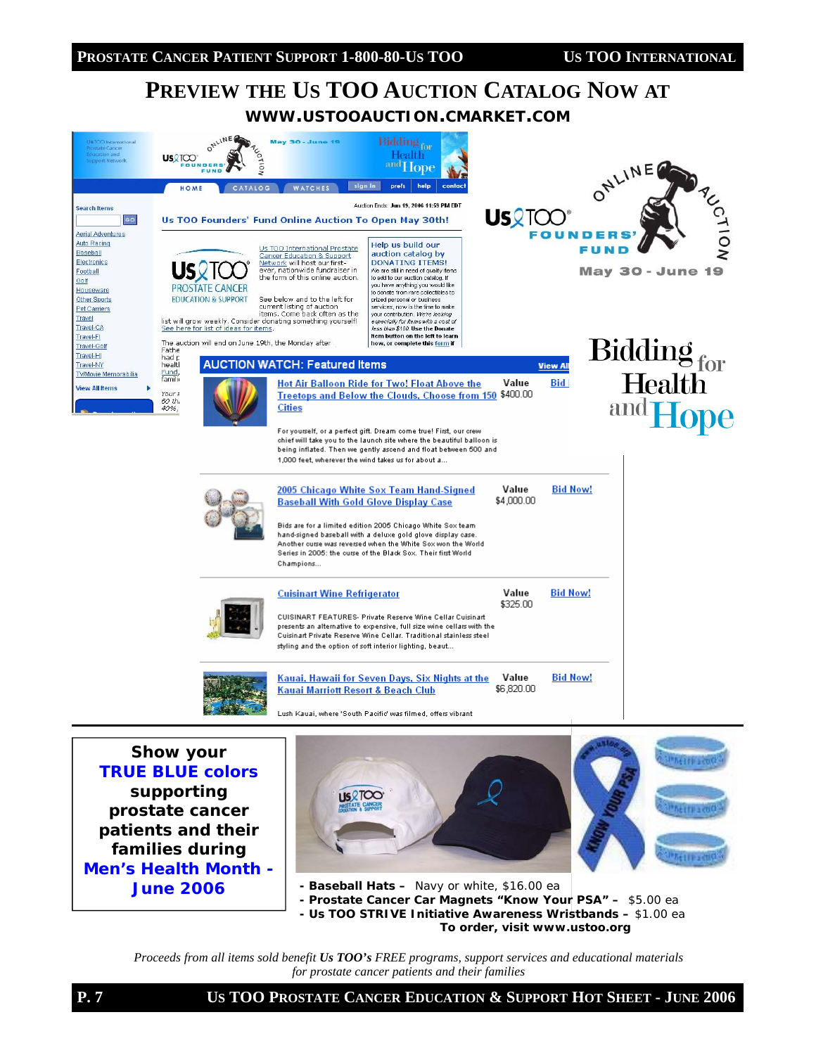# Preview the Us TOO Auction Catalog Now at www.ustooauction.cmarket.com

**Us TOO Founders' Fund Online Auction — May 30 - June 19**

**Bidding for Health and Hope**

Auction Ends: Jun 19, 2006 11:59 PM EDT

## Us TOO Founders' Fund Online Auction To Open May 30th!

Us TOO International Prostate Cancer Education & Support Network will host our first-ever, nationwide fundraiser in the form of this online auction.

See below and to the left for current listing of auction items. Come back often as the list will grow weekly. Consider donating something yourself! See here for list of ideas for items.

The auction will end on June 19th, the Monday after Father's Day...

**Help us build our auction catalog by DONATING ITEMS!** We are still in need of quality items to add to our auction catalog. If you have anything you would like to donate from rare collectibles to prized personal or business services, now is the time to make your contribution. *We're looking especially for items with a cost of less than $100.* Use the Donate Item button on the left to learn how, or complete this form.

Search Items: Aerial Adventures, Auto Racing, Baseball, Electronics, Football, Golf, Housewares, Other Sports, Pet Carriers, Travel, Travel-CA, Travel-FI, Travel-Golf, Travel-HI, Travel-NY, TV/Movie Memorabilia, View All Items

### AUCTION WATCH: Featured Items

**Hot Air Balloon Ride for Two! Float Above the Treetops and Below the Clouds, Choose from 150 Cities** — Value $400.00 — Bid Now!

For yourself, or a perfect gift. Dream come true! First, our crew chief will take you to the launch site where the beautiful balloon is being inflated. Then we gently ascend and float between 500 and 1,000 feet, wherever the wind takes us for about a...

**2005 Chicago White Sox Team Hand-Signed Baseball With Gold Glove Display Case** — Value $4,000.00 — Bid Now!

Bids are for a limited edition 2005 Chicago White Sox team hand-signed baseball with a deluxe gold glove display case. Another curse was reversed when the White Sox won the World Series in 2005: the curse of the Black Sox. Their first World Champions...

**Cuisinart Wine Refrigerator** — Value $325.00 — Bid Now!

CUISINART FEATURES- Private Reserve Wine Cellar Cuisinart presents an alternative to expensive, full size wine cellars with the Cuisinart Private Reserve Wine Cellar. Traditional stainless steel styling and the option of soft interior lighting, beaut...

**Kauai, Hawaii for Seven Days, Six Nights at the Kauai Marriott Resort & Beach Club** — Value $6,820.00 — Bid Now!

Lush Kauai, where 'South Pacific' was filmed, offers vibrant

---

**Show your TRUE BLUE colors supporting prostate cancer patients and their families during Men's Health Month - June 2006**

- **Baseball Hats –** Navy or white, $16.00 ea
- **Prostate Cancer Car Magnets "Know Your PSA" –** $5.00 ea
- **Us TOO STRIVE Initiative Awareness Wristbands –** $1.00 ea

**To order, visit www.ustoo.org**

*Proceeds from all items sold benefit **Us TOO's** FREE programs, support services and educational materials for prostate cancer patients and their families*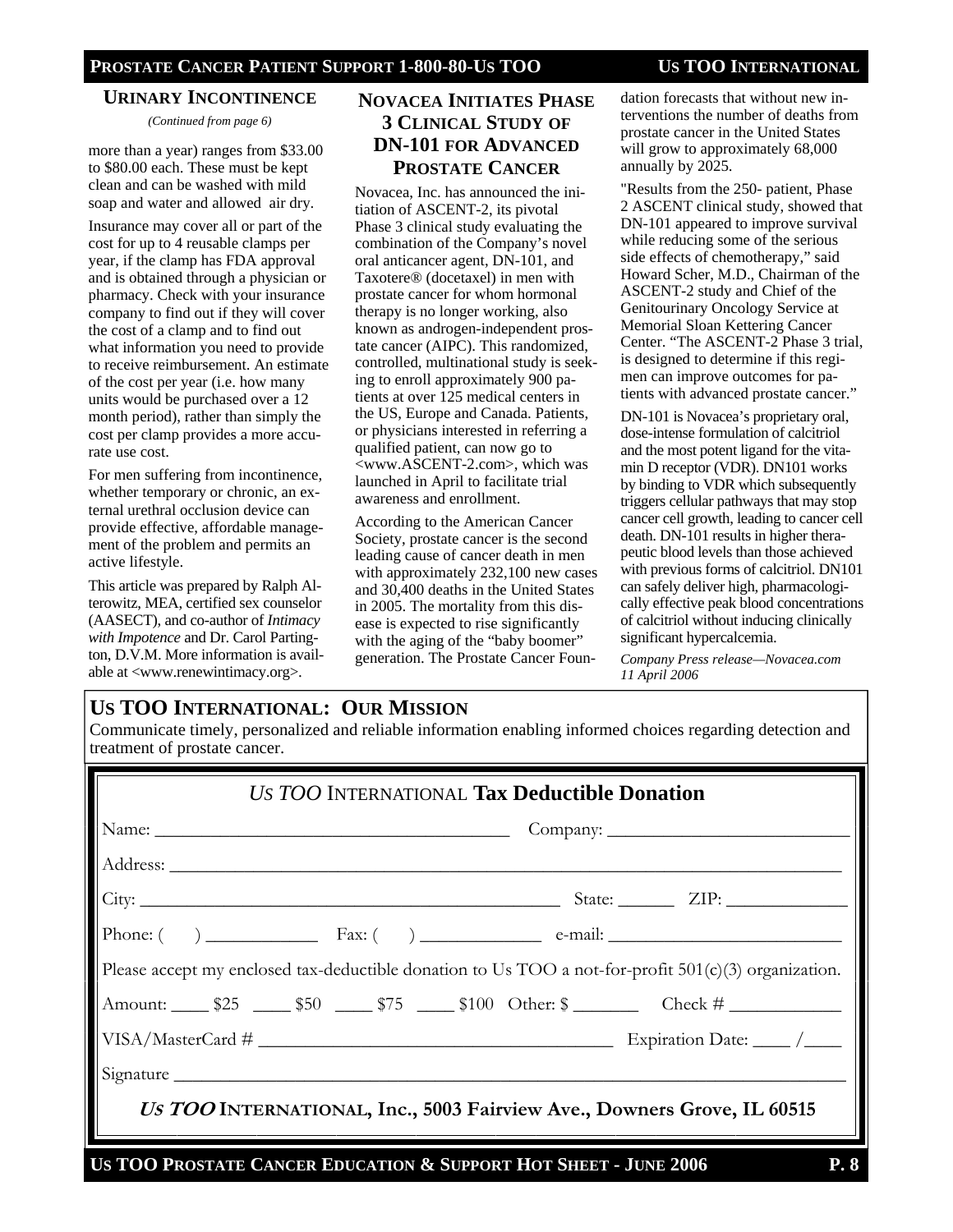## URINARY INCONTINENCE

*(Continued from page 6)*

more than a year) ranges from $33.00 to $80.00 each. These must be kept clean and can be washed with mild soap and water and allowed air dry.

Insurance may cover all or part of the cost for up to 4 reusable clamps per year, if the clamp has FDA approval and is obtained through a physician or pharmacy. Check with your insurance company to find out if they will cover the cost of a clamp and to find out what information you need to provide to receive reimbursement. An estimate of the cost per year (i.e. how many units would be purchased over a 12 month period), rather than simply the cost per clamp provides a more accurate use cost.

For men suffering from incontinence, whether temporary or chronic, an external urethral occlusion device can provide effective, affordable management of the problem and permits an active lifestyle.

This article was prepared by Ralph Alterowitz, MEA, certified sex counselor (AASECT), and co-author of *Intimacy with Impotence* and Dr. Carol Partington, D.V.M. More information is available at <www.renewintimacy.org>.

## NOVACEA INITIATES PHASE 3 CLINICAL STUDY OF DN-101 FOR ADVANCED PROSTATE CANCER

Novacea, Inc. has announced the initiation of ASCENT-2, its pivotal Phase 3 clinical study evaluating the combination of the Company's novel oral anticancer agent, DN-101, and Taxotere® (docetaxel) in men with prostate cancer for whom hormonal therapy is no longer working, also known as androgen-independent prostate cancer (AIPC). This randomized, controlled, multinational study is seeking to enroll approximately 900 patients at over 125 medical centers in the US, Europe and Canada. Patients, or physicians interested in referring a qualified patient, can now go to <www.ASCENT-2.com>, which was launched in April to facilitate trial awareness and enrollment.

According to the American Cancer Society, prostate cancer is the second leading cause of cancer death in men with approximately 232,100 new cases and 30,400 deaths in the United States in 2005. The mortality from this disease is expected to rise significantly with the aging of the "baby boomer" generation. The Prostate Cancer Foundation forecasts that without new interventions the number of deaths from prostate cancer in the United States will grow to approximately 68,000 annually by 2025.

"Results from the 250- patient, Phase 2 ASCENT clinical study, showed that DN-101 appeared to improve survival while reducing some of the serious side effects of chemotherapy," said Howard Scher, M.D., Chairman of the ASCENT-2 study and Chief of the Genitourinary Oncology Service at Memorial Sloan Kettering Cancer Center. "The ASCENT-2 Phase 3 trial, is designed to determine if this regimen can improve outcomes for patients with advanced prostate cancer."

DN-101 is Novacea's proprietary oral, dose-intense formulation of calcitriol and the most potent ligand for the vitamin D receptor (VDR). DN101 works by binding to VDR which subsequently triggers cellular pathways that may stop cancer cell growth, leading to cancer cell death. DN-101 results in higher therapeutic blood levels than those achieved with previous forms of calcitriol. DN101 can safely deliver high, pharmacologically effective peak blood concentrations of calcitriol without inducing clinically significant hypercalcemia.

*Company Press release—Novacea.com 11 April 2006*

## US TOO INTERNATIONAL: OUR MISSION

Communicate timely, personalized and reliable information enabling informed choices regarding detection and treatment of prostate cancer.

### *US TOO* INTERNATIONAL **Tax Deductible Donation**

Name: ______________________________ Company: ______________________

Address: __________________________________________________________

City: ______________________________________ State: ______ ZIP: ___________

Phone: ( ) ___________ Fax: ( ) ___________ e-mail: ______________________

Please accept my enclosed tax-deductible donation to Us TOO a not-for-profit 501(c)(3) organization.

Amount: ____ $25 ____ $50 ____ $75 ____ $100 Other: $ _______ Check # ___________

VISA/MasterCard # ________________________________ Expiration Date: ____ /____

Signature _________________________________________________________

***US TOO*** **INTERNATIONAL, Inc., 5003 Fairview Ave., Downers Grove, IL 60515**